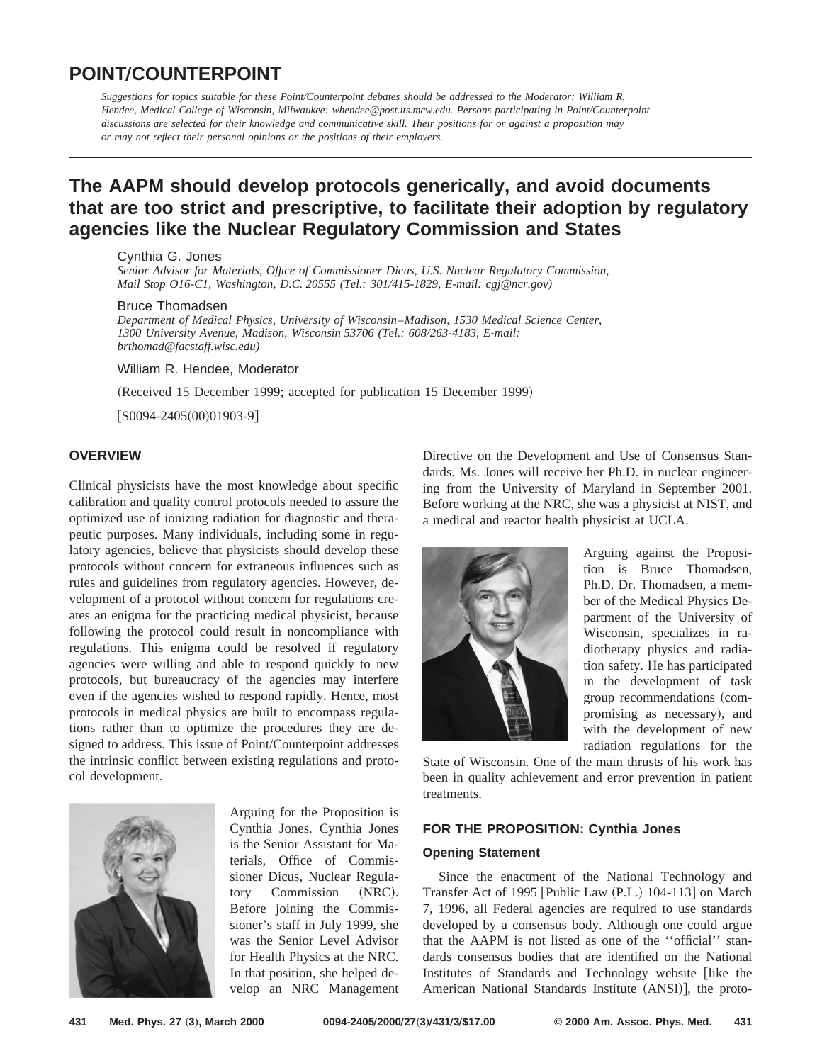# POINT/COUNTERPOINT

*Suggestions for topics suitable for these Point/Counterpoint debates should be addressed to the Moderator: William R. Hendee, Medical College of Wisconsin, Milwaukee: whendee@post.its.mcw.edu. Persons participating in Point/Counterpoint discussions are selected for their knowledge and communicative skill. Their positions for or against a proposition may or may not reflect their personal opinions or the positions of their employers.*

## The AAPM should develop protocols generically, and avoid documents that are too strict and prescriptive, to facilitate their adoption by regulatory agencies like the Nuclear Regulatory Commission and States

Cynthia G. Jones

*Senior Advisor for Materials, Office of Commissioner Dicus, U.S. Nuclear Regulatory Commission, Mail Stop O16-C1, Washington, D.C. 20555 (Tel.: 301/415-1829, E-mail: cgj@ncr.gov)*

Bruce Thomadsen

*Department of Medical Physics, University of Wisconsin–Madison, 1530 Medical Science Center, 1300 University Avenue, Madison, Wisconsin 53706 (Tel.: 608/263-4183, E-mail: brthomad@facstaff.wisc.edu)*

William R. Hendee, Moderator

(Received 15 December 1999; accepted for publication 15 December 1999)

[S0094-2405(00)01903-9]

### OVERVIEW

Clinical physicists have the most knowledge about specific calibration and quality control protocols needed to assure the optimized use of ionizing radiation for diagnostic and therapeutic purposes. Many individuals, including some in regulatory agencies, believe that physicists should develop these protocols without concern for extraneous influences such as rules and guidelines from regulatory agencies. However, development of a protocol without concern for regulations creates an enigma for the practicing medical physicist, because following the protocol could result in noncompliance with regulations. This enigma could be resolved if regulatory agencies were willing and able to respond quickly to new protocols, but bureaucracy of the agencies may interfere even if the agencies wished to respond rapidly. Hence, most protocols in medical physics are built to encompass regulations rather than to optimize the procedures they are designed to address. This issue of Point/Counterpoint addresses the intrinsic conflict between existing regulations and protocol development.

Arguing for the Proposition is Cynthia Jones. Cynthia Jones is the Senior Assistant for Materials, Office of Commissioner Dicus, Nuclear Regulatory Commission (NRC). Before joining the Commissioner's staff in July 1999, she was the Senior Level Advisor for Health Physics at the NRC. In that position, she helped develop an NRC Management Directive on the Development and Use of Consensus Standards. Ms. Jones will receive her Ph.D. in nuclear engineering from the University of Maryland in September 2001. Before working at the NRC, she was a physicist at NIST, and a medical and reactor health physicist at UCLA.

Arguing against the Proposition is Bruce Thomadsen, Ph.D. Dr. Thomadsen, a member of the Medical Physics Department of the University of Wisconsin, specializes in radiotherapy physics and radiation safety. He has participated in the development of task group recommendations (compromising as necessary), and with the development of new radiation regulations for the State of Wisconsin. One of the main thrusts of his work has been in quality achievement and error prevention in patient treatments.

### FOR THE PROPOSITION: Cynthia Jones

#### Opening Statement

Since the enactment of the National Technology and Transfer Act of 1995 [Public Law (P.L.) 104-113] on March 7, 1996, all Federal agencies are required to use standards developed by a consensus body. Although one could argue that the AAPM is not listed as one of the ''official'' standards consensus bodies that are identified on the National Institutes of Standards and Technology website [like the American National Standards Institute (ANSI)], the proto-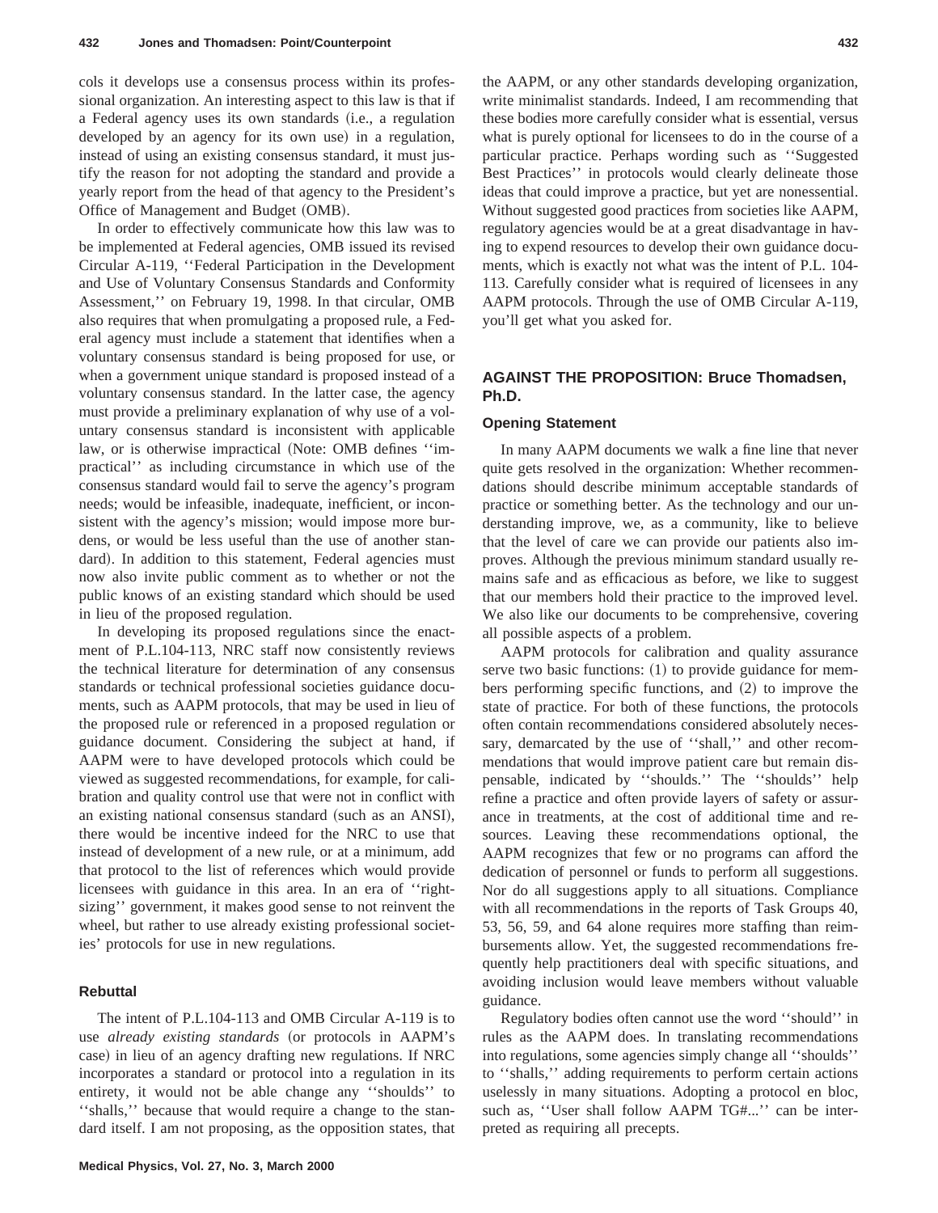cols it develops use a consensus process within its professional organization. An interesting aspect to this law is that if a Federal agency uses its own standards (i.e., a regulation developed by an agency for its own use) in a regulation, instead of using an existing consensus standard, it must justify the reason for not adopting the standard and provide a yearly report from the head of that agency to the President's Office of Management and Budget (OMB).

In order to effectively communicate how this law was to be implemented at Federal agencies, OMB issued its revised Circular A-119, ''Federal Participation in the Development and Use of Voluntary Consensus Standards and Conformity Assessment,'' on February 19, 1998. In that circular, OMB also requires that when promulgating a proposed rule, a Federal agency must include a statement that identifies when a voluntary consensus standard is being proposed for use, or when a government unique standard is proposed instead of a voluntary consensus standard. In the latter case, the agency must provide a preliminary explanation of why use of a voluntary consensus standard is inconsistent with applicable law, or is otherwise impractical (Note: OMB defines ''impractical'' as including circumstance in which use of the consensus standard would fail to serve the agency's program needs; would be infeasible, inadequate, inefficient, or inconsistent with the agency's mission; would impose more burdens, or would be less useful than the use of another standard). In addition to this statement, Federal agencies must now also invite public comment as to whether or not the public knows of an existing standard which should be used in lieu of the proposed regulation.

In developing its proposed regulations since the enactment of P.L.104-113, NRC staff now consistently reviews the technical literature for determination of any consensus standards or technical professional societies guidance documents, such as AAPM protocols, that may be used in lieu of the proposed rule or referenced in a proposed regulation or guidance document. Considering the subject at hand, if AAPM were to have developed protocols which could be viewed as suggested recommendations, for example, for calibration and quality control use that were not in conflict with an existing national consensus standard (such as an ANSI), there would be incentive indeed for the NRC to use that instead of development of a new rule, or at a minimum, add that protocol to the list of references which would provide licensees with guidance in this area. In an era of ''rightsizing'' government, it makes good sense to not reinvent the wheel, but rather to use already existing professional societies' protocols for use in new regulations.

### Rebuttal

The intent of P.L.104-113 and OMB Circular A-119 is to use *already existing standards* (or protocols in AAPM's case) in lieu of an agency drafting new regulations. If NRC incorporates a standard or protocol into a regulation in its entirety, it would not be able change any ''shoulds'' to ''shalls,'' because that would require a change to the standard itself. I am not proposing, as the opposition states, that the AAPM, or any other standards developing organization, write minimalist standards. Indeed, I am recommending that these bodies more carefully consider what is essential, versus what is purely optional for licensees to do in the course of a particular practice. Perhaps wording such as ''Suggested Best Practices'' in protocols would clearly delineate those ideas that could improve a practice, but yet are nonessential. Without suggested good practices from societies like AAPM, regulatory agencies would be at a great disadvantage in having to expend resources to develop their own guidance documents, which is exactly not what was the intent of P.L. 104-113. Carefully consider what is required of licensees in any AAPM protocols. Through the use of OMB Circular A-119, you'll get what you asked for.

## AGAINST THE PROPOSITION: Bruce Thomadsen, Ph.D.

### Opening Statement

In many AAPM documents we walk a fine line that never quite gets resolved in the organization: Whether recommendations should describe minimum acceptable standards of practice or something better. As the technology and our understanding improve, we, as a community, like to believe that the level of care we can provide our patients also improves. Although the previous minimum standard usually remains safe and as efficacious as before, we like to suggest that our members hold their practice to the improved level. We also like our documents to be comprehensive, covering all possible aspects of a problem.

AAPM protocols for calibration and quality assurance serve two basic functions: (1) to provide guidance for members performing specific functions, and (2) to improve the state of practice. For both of these functions, the protocols often contain recommendations considered absolutely necessary, demarcated by the use of ''shall,'' and other recommendations that would improve patient care but remain dispensable, indicated by ''shoulds.'' The ''shoulds'' help refine a practice and often provide layers of safety or assurance in treatments, at the cost of additional time and resources. Leaving these recommendations optional, the AAPM recognizes that few or no programs can afford the dedication of personnel or funds to perform all suggestions. Nor do all suggestions apply to all situations. Compliance with all recommendations in the reports of Task Groups 40, 53, 56, 59, and 64 alone requires more staffing than reimbursements allow. Yet, the suggested recommendations frequently help practitioners deal with specific situations, and avoiding inclusion would leave members without valuable guidance.

Regulatory bodies often cannot use the word ''should'' in rules as the AAPM does. In translating recommendations into regulations, some agencies simply change all ''shoulds'' to ''shalls,'' adding requirements to perform certain actions uselessly in many situations. Adopting a protocol en bloc, such as, ''User shall follow AAPM TG#...'' can be interpreted as requiring all precepts.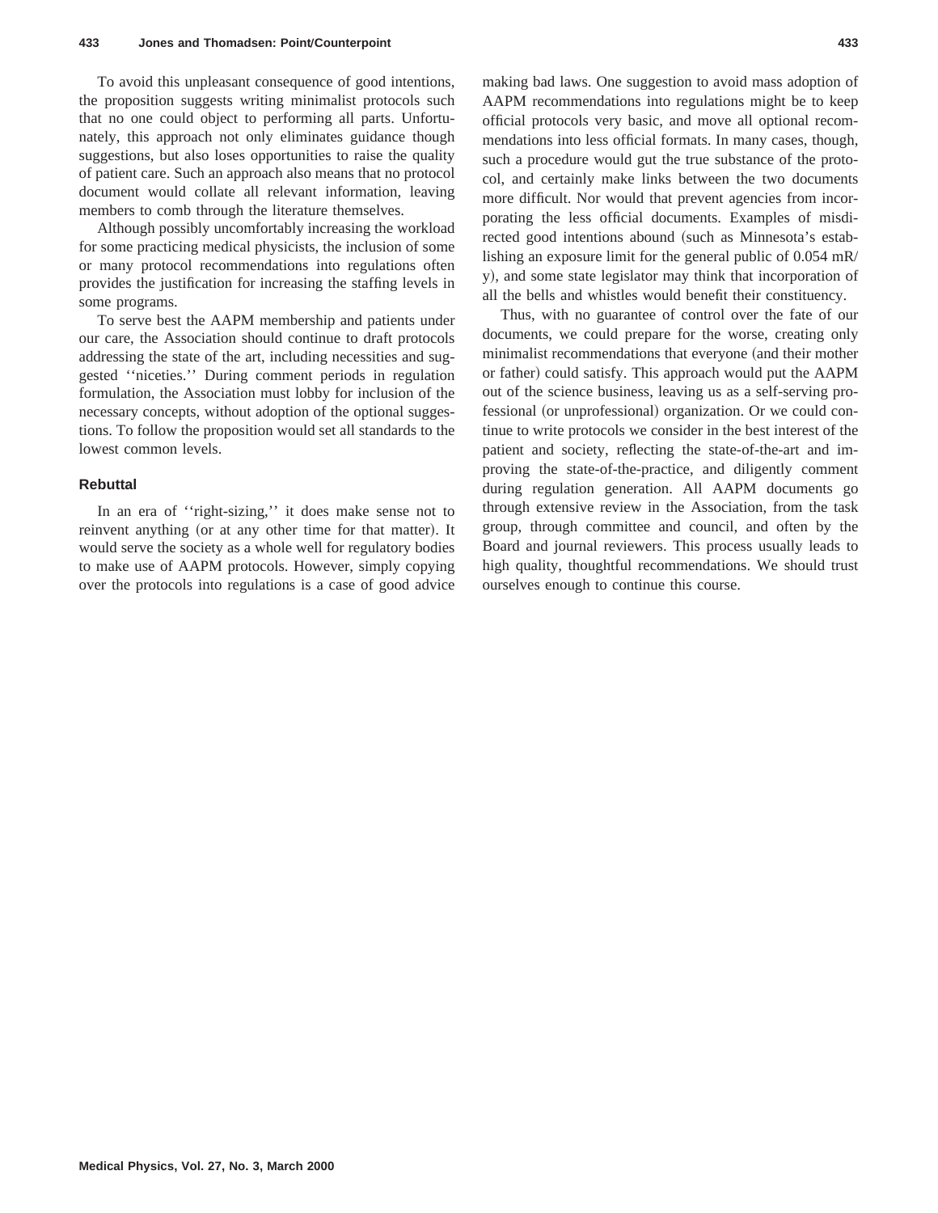To avoid this unpleasant consequence of good intentions, the proposition suggests writing minimalist protocols such that no one could object to performing all parts. Unfortunately, this approach not only eliminates guidance though suggestions, but also loses opportunities to raise the quality of patient care. Such an approach also means that no protocol document would collate all relevant information, leaving members to comb through the literature themselves.

Although possibly uncomfortably increasing the workload for some practicing medical physicists, the inclusion of some or many protocol recommendations into regulations often provides the justification for increasing the staffing levels in some programs.

To serve best the AAPM membership and patients under our care, the Association should continue to draft protocols addressing the state of the art, including necessities and suggested ''niceties.'' During comment periods in regulation formulation, the Association must lobby for inclusion of the necessary concepts, without adoption of the optional suggestions. To follow the proposition would set all standards to the lowest common levels.

### Rebuttal

In an era of ''right-sizing,'' it does make sense not to reinvent anything (or at any other time for that matter). It would serve the society as a whole well for regulatory bodies to make use of AAPM protocols. However, simply copying over the protocols into regulations is a case of good advice making bad laws. One suggestion to avoid mass adoption of AAPM recommendations into regulations might be to keep official protocols very basic, and move all optional recommendations into less official formats. In many cases, though, such a procedure would gut the true substance of the protocol, and certainly make links between the two documents more difficult. Nor would that prevent agencies from incorporating the less official documents. Examples of misdirected good intentions abound (such as Minnesota's establishing an exposure limit for the general public of 0.054 mR/y), and some state legislator may think that incorporation of all the bells and whistles would benefit their constituency.

Thus, with no guarantee of control over the fate of our documents, we could prepare for the worse, creating only minimalist recommendations that everyone (and their mother or father) could satisfy. This approach would put the AAPM out of the science business, leaving us as a self-serving professional (or unprofessional) organization. Or we could continue to write protocols we consider in the best interest of the patient and society, reflecting the state-of-the-art and improving the state-of-the-practice, and diligently comment during regulation generation. All AAPM documents go through extensive review in the Association, from the task group, through committee and council, and often by the Board and journal reviewers. This process usually leads to high quality, thoughtful recommendations. We should trust ourselves enough to continue this course.